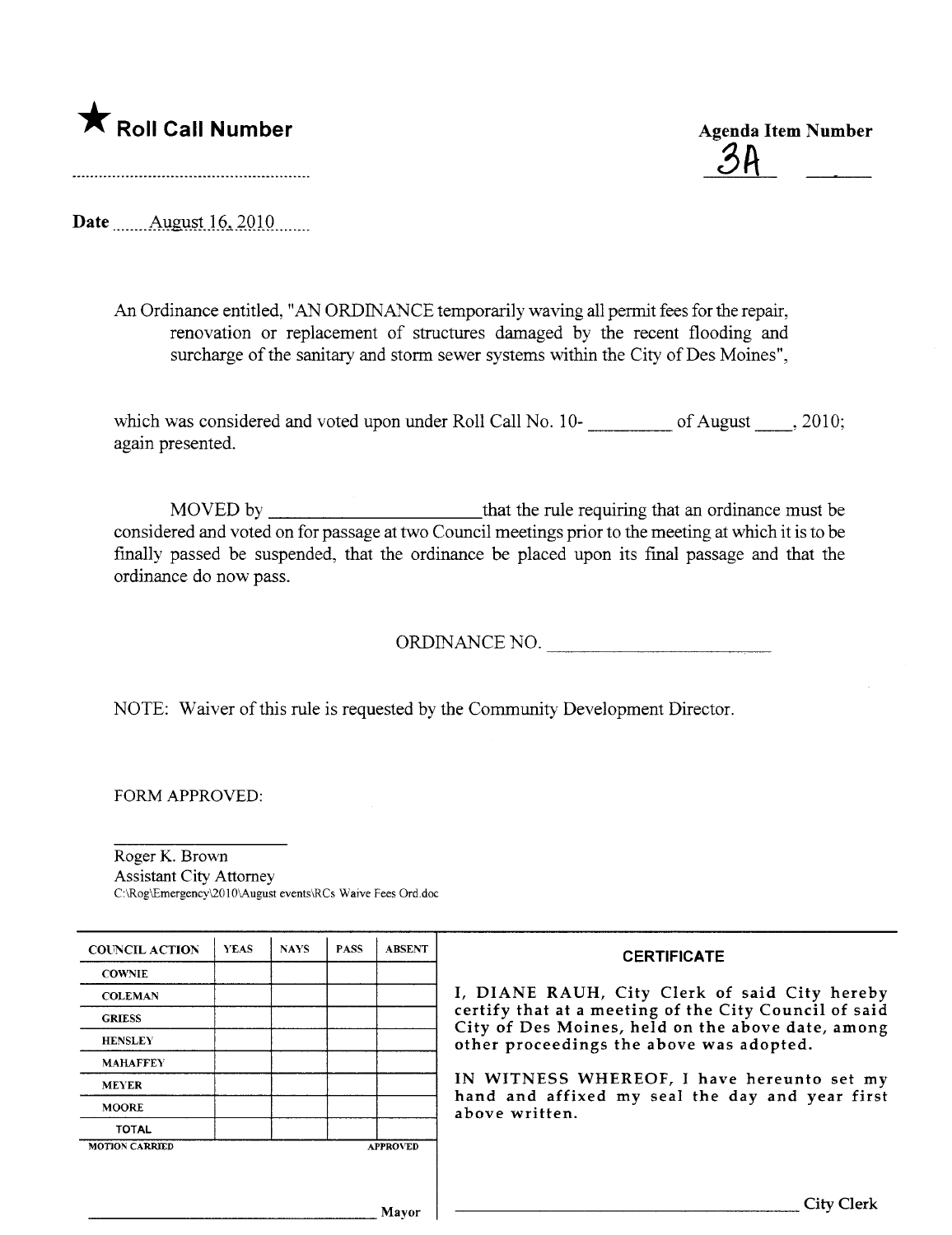★ **Roll Call Number**

**Agenda Item Number**

3A

.........................................................

**Date** ......August 16, 2010.......

An Ordinance entitled, "AN ORDINANCE temporarily waving all permit fees for the repair, renovation or replacement of structures damaged by the recent flooding and surcharge of the sanitary and storm sewer systems within the City of Des Moines",

which was considered and voted upon under Roll Call No. 10- _________ of August ____, 2010; again presented.

MOVED by ______________________ that the rule requiring that an ordinance must be considered and voted on for passage at two Council meetings prior to the meeting at which it is to be finally passed be suspended, that the ordinance be placed upon its final passage and that the ordinance do now pass.

ORDINANCE NO. ________________________

NOTE: Waiver of this rule is requested by the Community Development Director.

FORM APPROVED:

_________________

Roger K. Brown
Assistant City Attorney
C:\Rog\Emergency\2010\August events\RCs Waive Fees Ord.doc

| COUNCIL ACTION | YEAS | NAYS | PASS | ABSENT |
|---|---|---|---|---|
| COWNIE | | | | |
| COLEMAN | | | | |
| GRIESS | | | | |
| HENSLEY | | | | |
| MAHAFFEY | | | | |
| MEYER | | | | |
| MOORE | | | | |
| TOTAL | | | | |
| MOTION CARRIED | | | | APPROVED |

_______________________________ Mayor

**CERTIFICATE**

I, DIANE RAUH, City Clerk of said City hereby certify that at a meeting of the City Council of said City of Des Moines, held on the above date, among other proceedings the above was adopted.

IN WITNESS WHEREOF, I have hereunto set my hand and affixed my seal the day and year first above written.

_______________________________ City Clerk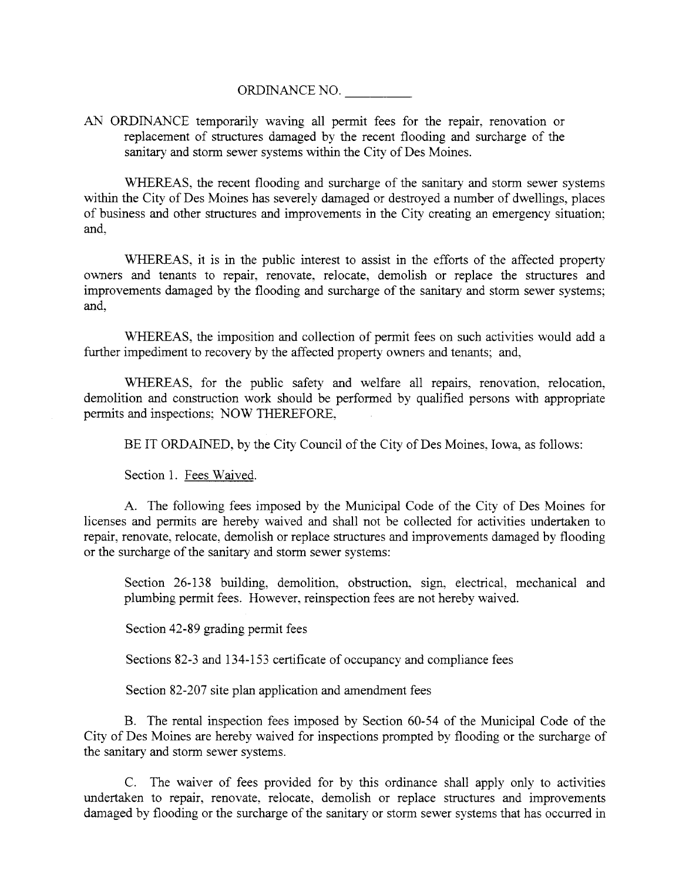ORDINANCE NO. __________

AN ORDINANCE temporarily waving all permit fees for the repair, renovation or replacement of structures damaged by the recent flooding and surcharge of the sanitary and storm sewer systems within the City of Des Moines.

WHEREAS, the recent flooding and surcharge of the sanitary and storm sewer systems within the City of Des Moines has severely damaged or destroyed a number of dwellings, places of business and other structures and improvements in the City creating an emergency situation; and,

WHEREAS, it is in the public interest to assist in the efforts of the affected property owners and tenants to repair, renovate, relocate, demolish or replace the structures and improvements damaged by the flooding and surcharge of the sanitary and storm sewer systems; and,

WHEREAS, the imposition and collection of permit fees on such activities would add a further impediment to recovery by the affected property owners and tenants; and,

WHEREAS, for the public safety and welfare all repairs, renovation, relocation, demolition and construction work should be performed by qualified persons with appropriate permits and inspections; NOW THEREFORE,

BE IT ORDAINED, by the City Council of the City of Des Moines, Iowa, as follows:

Section 1. Fees Waived.

A. The following fees imposed by the Municipal Code of the City of Des Moines for licenses and permits are hereby waived and shall not be collected for activities undertaken to repair, renovate, relocate, demolish or replace structures and improvements damaged by flooding or the surcharge of the sanitary and storm sewer systems:

Section 26-138 building, demolition, obstruction, sign, electrical, mechanical and plumbing permit fees. However, reinspection fees are not hereby waived.

Section 42-89 grading permit fees

Sections 82-3 and 134-153 certificate of occupancy and compliance fees

Section 82-207 site plan application and amendment fees

B. The rental inspection fees imposed by Section 60-54 of the Municipal Code of the City of Des Moines are hereby waived for inspections prompted by flooding or the surcharge of the sanitary and storm sewer systems.

C. The waiver of fees provided for by this ordinance shall apply only to activities undertaken to repair, renovate, relocate, demolish or replace structures and improvements damaged by flooding or the surcharge of the sanitary or storm sewer systems that has occurred in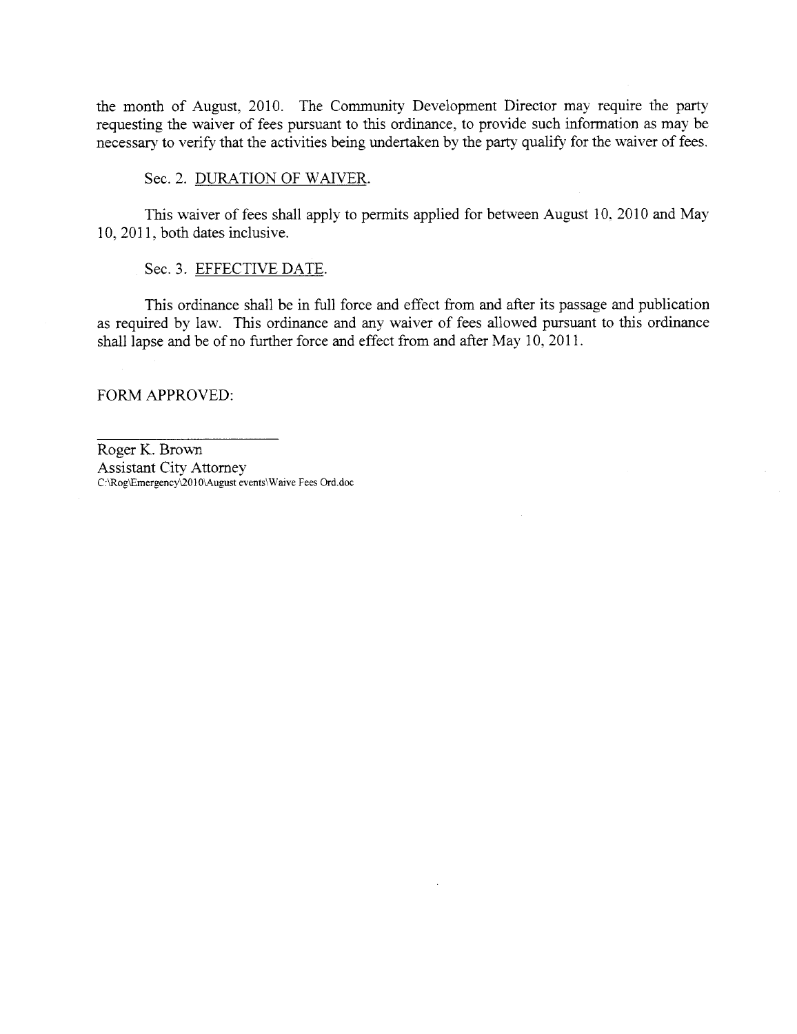the month of August, 2010. The Community Development Director may require the party requesting the waiver of fees pursuant to this ordinance, to provide such information as may be necessary to verify that the activities being undertaken by the party qualify for the waiver of fees.

Sec. 2. DURATION OF WAIVER.

This waiver of fees shall apply to permits applied for between August 10, 2010 and May 10, 2011, both dates inclusive.

Sec. 3. EFFECTIVE DATE.

This ordinance shall be in full force and effect from and after its passage and publication as required by law. This ordinance and any waiver of fees allowed pursuant to this ordinance shall lapse and be of no further force and effect from and after May 10, 2011.

FORM APPROVED:

Roger K. Brown
Assistant City Attorney
C:\Rog\Emergency\2010\August events\Waive Fees Ord.doc